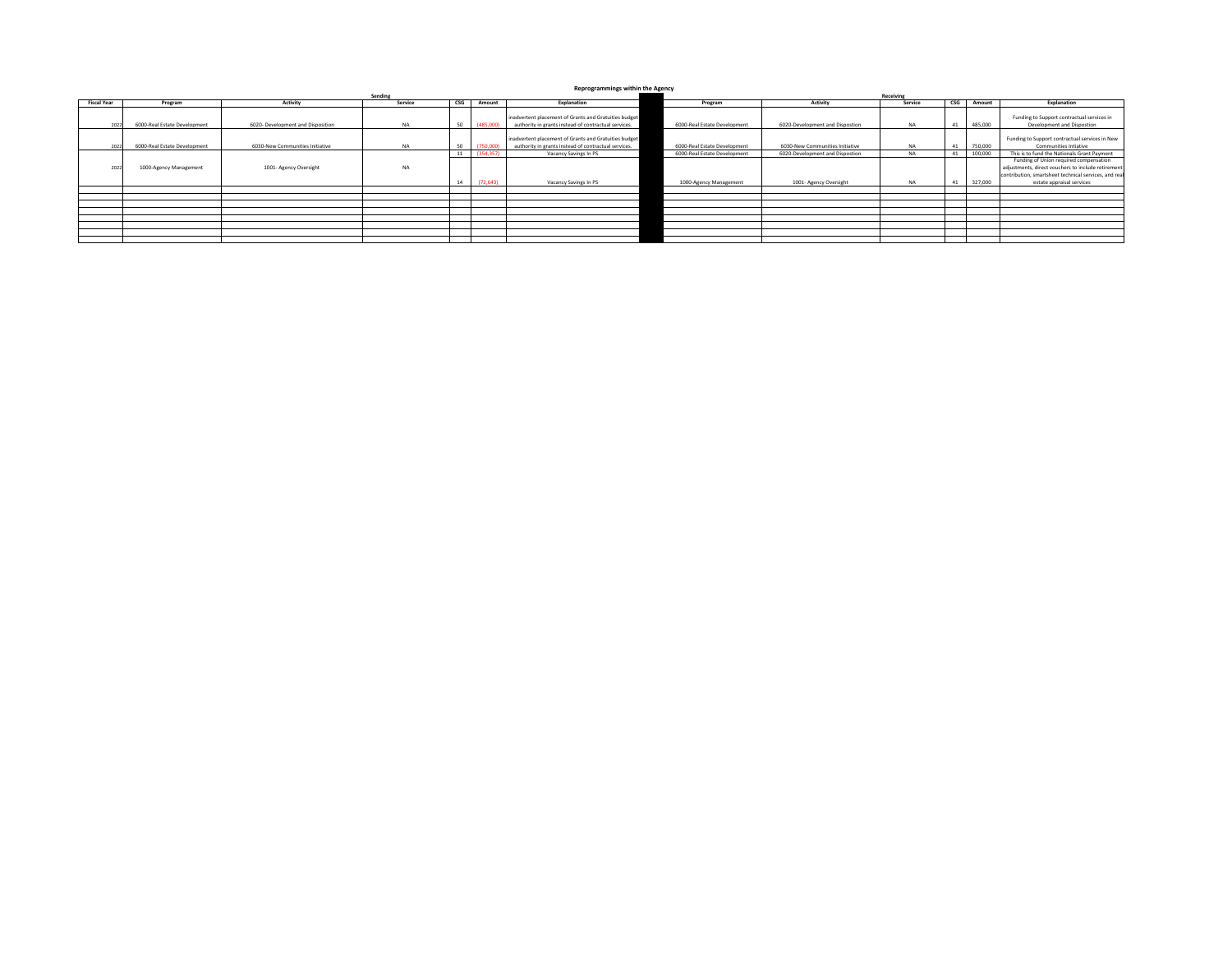# Reprogrammings within the Agency

| Sending | | | | | | | | Receiving | | | | | |
|---|---|---|---|---|---|---|---|---|---|---|---|---|---|
| Fiscal Year | Program | Activity | Service | CSG | Amount | Explanation | | Program | Activity | Service | CSG | Amount | Explanation |
| 2022 | 6000-Real Estate Development | 6020- Development and Disposition | NA | 50 | (485,000) | inadvertent placement of Grants and Gratuities budget authority in grants instead of contractual services. | | 6000-Real Estate Development | 6020-Development and Dispostion | NA | 41 | 485,000 | Funding to Support contractual services in Development and Dispostion |
| 2022 | 6000-Real Estate Development | 6030-New Communities Initiative | NA | 50 | (750,000) | inadvertent placement of Grants and Gratuities budget authority in grants instead of contractual services. | | 6000-Real Estate Development | 6030-New Communities Initiative | NA | 41 | 750,000 | Funding to Support contractual services in New Communities Intiative |
| 2022 | 1000-Agency Management | 1001- Agency Oversight | NA | 11 | (354,357) | Vacancy Savings In PS | | 6000-Real Estate Development | 6020-Development and Dispostion | NA | 41 | 100,000 | This is to fund the Nationals Grant Payment |
| | | | | 14 | (72,643) | Vacancy Savings In PS | | 1000-Agency Management | 1001- Agency Oversight | NA | 41 | 327,000 | Funding of Union required compensation adjustments, direct vouchers to include retirement contribution, smartsheet technical services, and real estate appraisal services |
| | | | | | | | | | | | | | |
| | | | | | | | | | | | | | |
| | | | | | | | | | | | | | |
| | | | | | | | | | | | | | |
| | | | | | | | | | | | | | |
| | | | | | | | | | | | | | |
| | | | | | | | | | | | | | |
| | | | | | | | | | | | | | |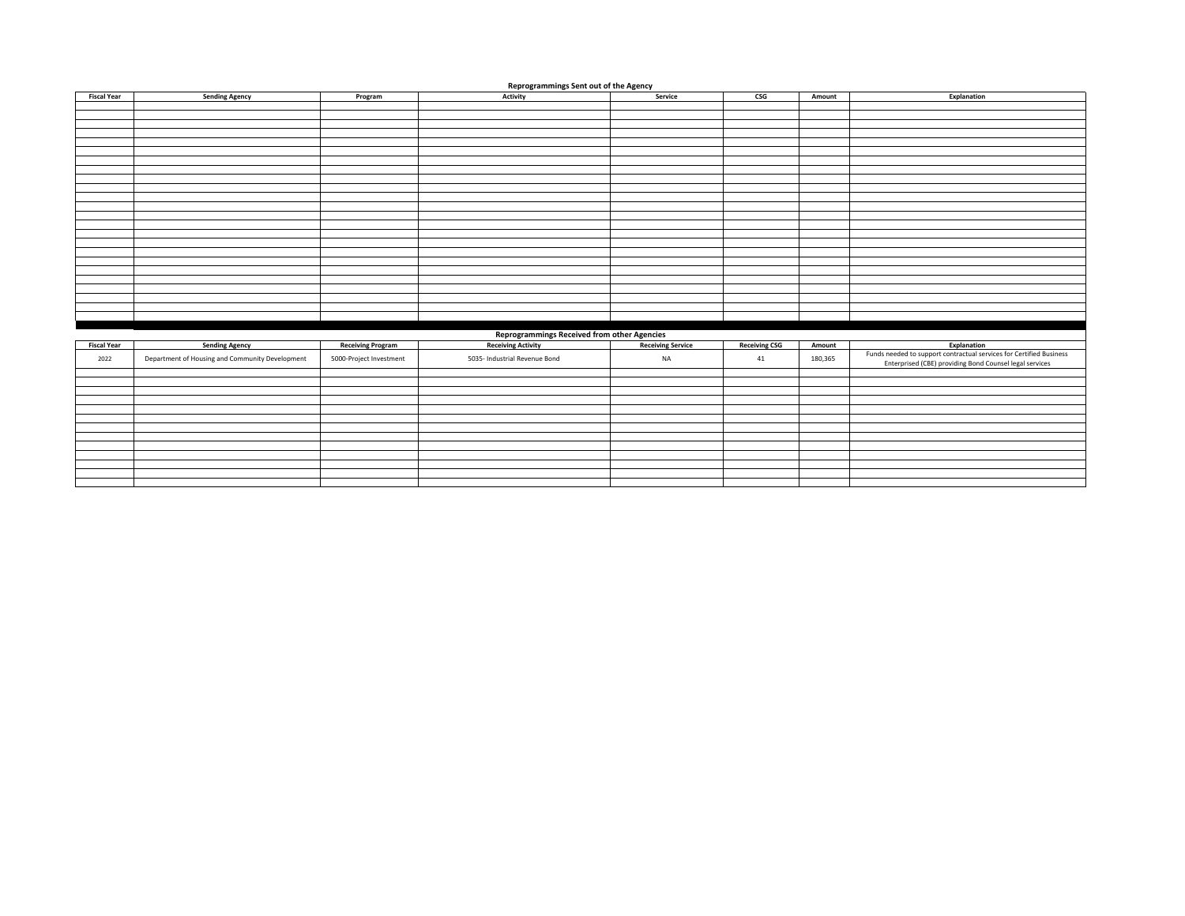## Reprogrammings Sent out of the Agency

| Fiscal Year | Sending Agency | Program | Activity | Service | CSG | Amount | Explanation |
|---|---|---|---|---|---|---|---|
| | | | | | | | |

## Reprogrammings Received from other Agencies

| Fiscal Year | Sending Agency | Receiving Program | Receiving Activity | Receiving Service | Receiving CSG | Amount | Explanation |
|---|---|---|---|---|---|---|---|
| 2022 | Department of Housing and Community Development | 5000-Project Investment | 5035- Industrial Revenue Bond | NA | 41 | 180,365 | Funds needed to support contractual services for Certified Business Enterprised (CBE) providing Bond Counsel legal services |